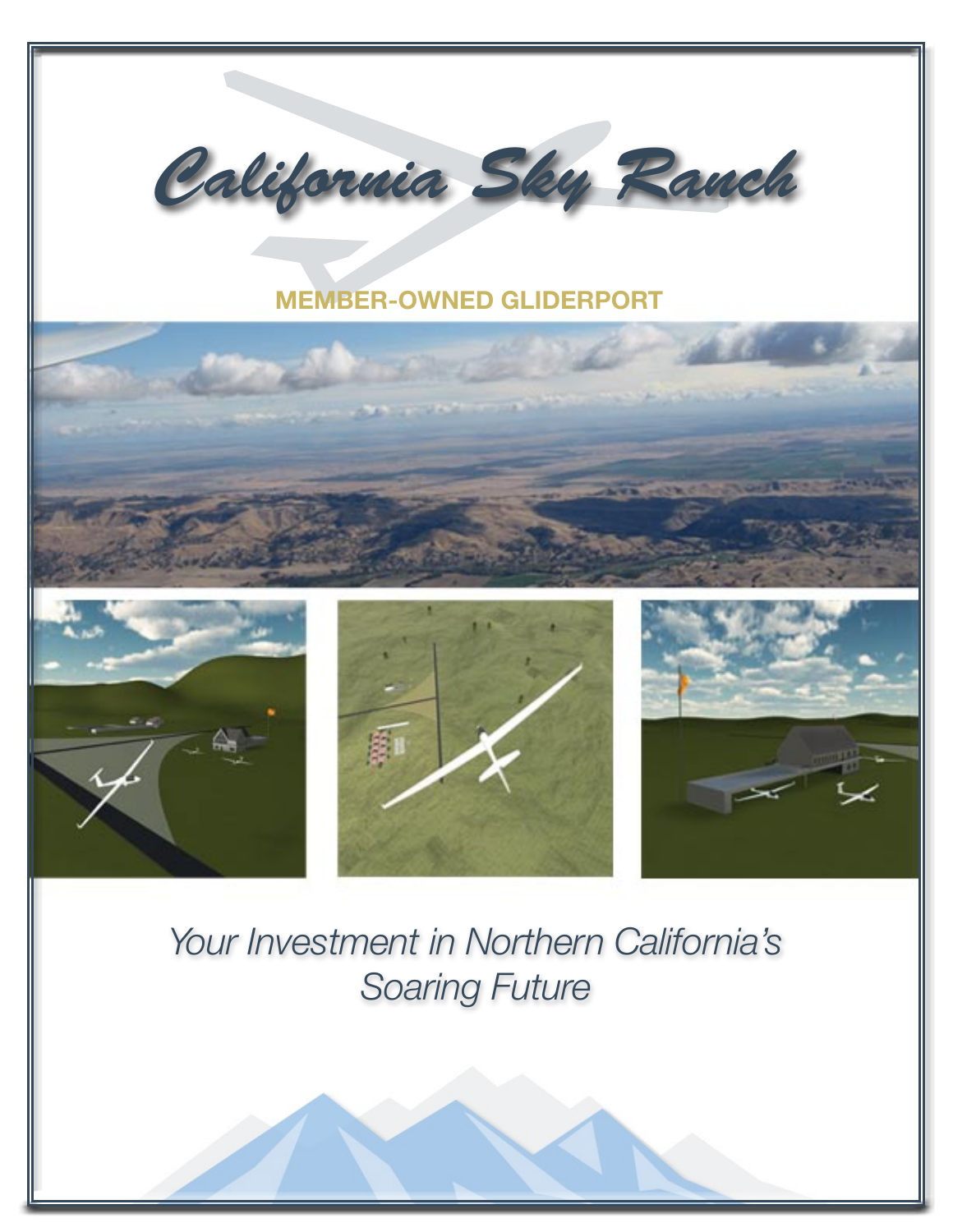# California Sky Ranch

**MEMBER-OWNED GLIDERPORT**

*Your Investment in Northern California's Soaring Future*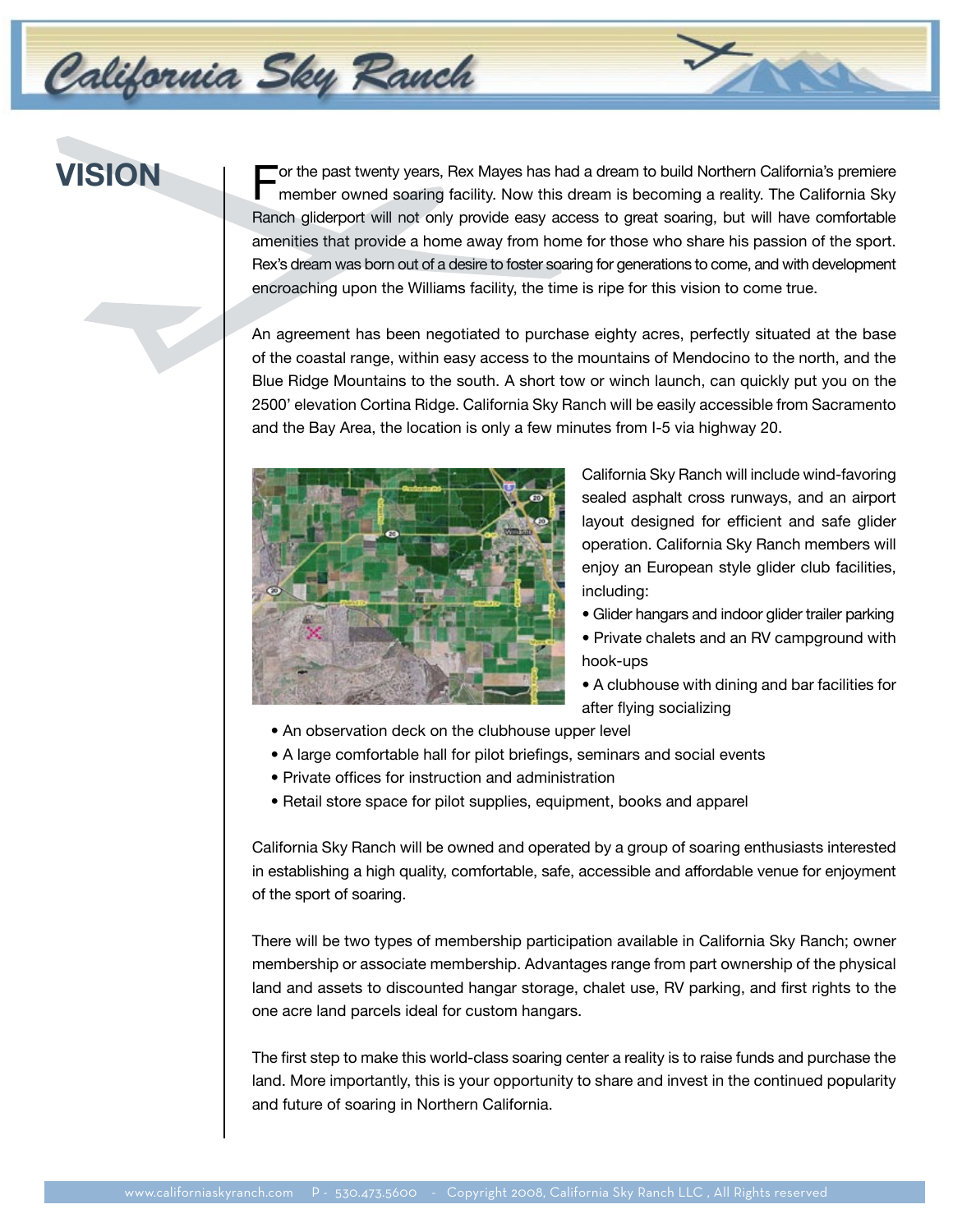# VISION

For the past twenty years, Rex Mayes has had a dream to build Northern California's premiere member owned soaring facility. Now this dream is becoming a reality. The California Sky Ranch gliderport will not only provide easy access to great soaring, but will have comfortable amenities that provide a home away from home for those who share his passion of the sport. Rex's dream was born out of a desire to foster soaring for generations to come, and with development encroaching upon the Williams facility, the time is ripe for this vision to come true.

An agreement has been negotiated to purchase eighty acres, perfectly situated at the base of the coastal range, within easy access to the mountains of Mendocino to the north, and the Blue Ridge Mountains to the south. A short tow or winch launch, can quickly put you on the 2500' elevation Cortina Ridge. California Sky Ranch will be easily accessible from Sacramento and the Bay Area, the location is only a few minutes from I-5 via highway 20.

California Sky Ranch will include wind-favoring sealed asphalt cross runways, and an airport layout designed for efficient and safe glider operation. California Sky Ranch members will enjoy an European style glider club facilities, including:

- Glider hangars and indoor glider trailer parking
- Private chalets and an RV campground with hook-ups
- A clubhouse with dining and bar facilities for after flying socializing
- An observation deck on the clubhouse upper level
- A large comfortable hall for pilot briefings, seminars and social events
- Private offices for instruction and administration
- Retail store space for pilot supplies, equipment, books and apparel

California Sky Ranch will be owned and operated by a group of soaring enthusiasts interested in establishing a high quality, comfortable, safe, accessible and affordable venue for enjoyment of the sport of soaring.

There will be two types of membership participation available in California Sky Ranch; owner membership or associate membership. Advantages range from part ownership of the physical land and assets to discounted hangar storage, chalet use, RV parking, and first rights to the one acre land parcels ideal for custom hangars.

The first step to make this world-class soaring center a reality is to raise funds and purchase the land. More importantly, this is your opportunity to share and invest in the continued popularity and future of soaring in Northern California.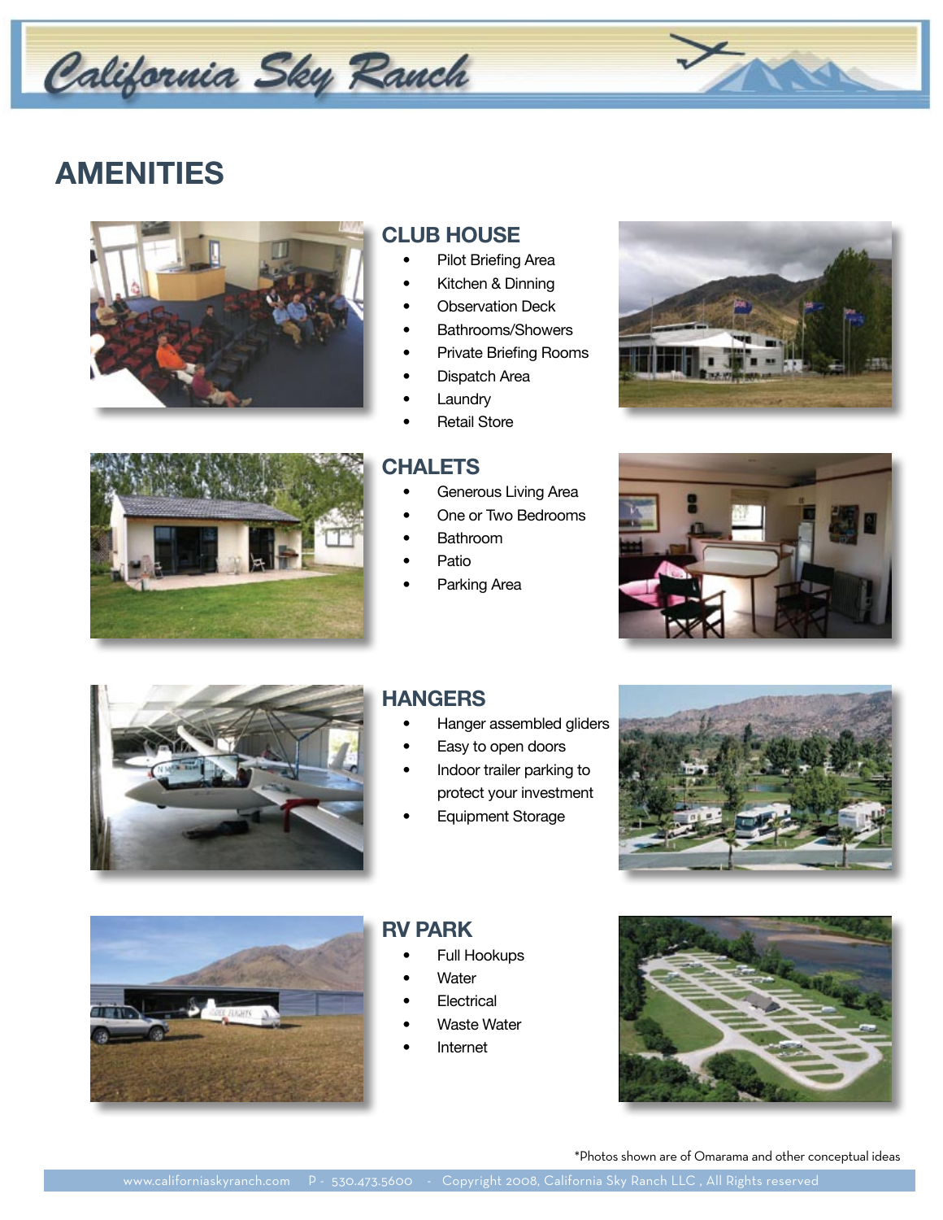# AMENITIES

## CLUB HOUSE

- Pilot Briefing Area
- Kitchen & Dinning
- Observation Deck
- Bathrooms/Showers
- Private Briefing Rooms
- Dispatch Area
- Laundry
- Retail Store

## CHALETS

- Generous Living Area
- One or Two Bedrooms
- Bathroom
- Patio
- Parking Area

## HANGERS

- Hanger assembled gliders
- Easy to open doors
- Indoor trailer parking to protect your investment
- Equipment Storage

## RV PARK

- Full Hookups
- Water
- Electrical
- Waste Water
- Internet

*Photos shown are of Omarama and other conceptual ideas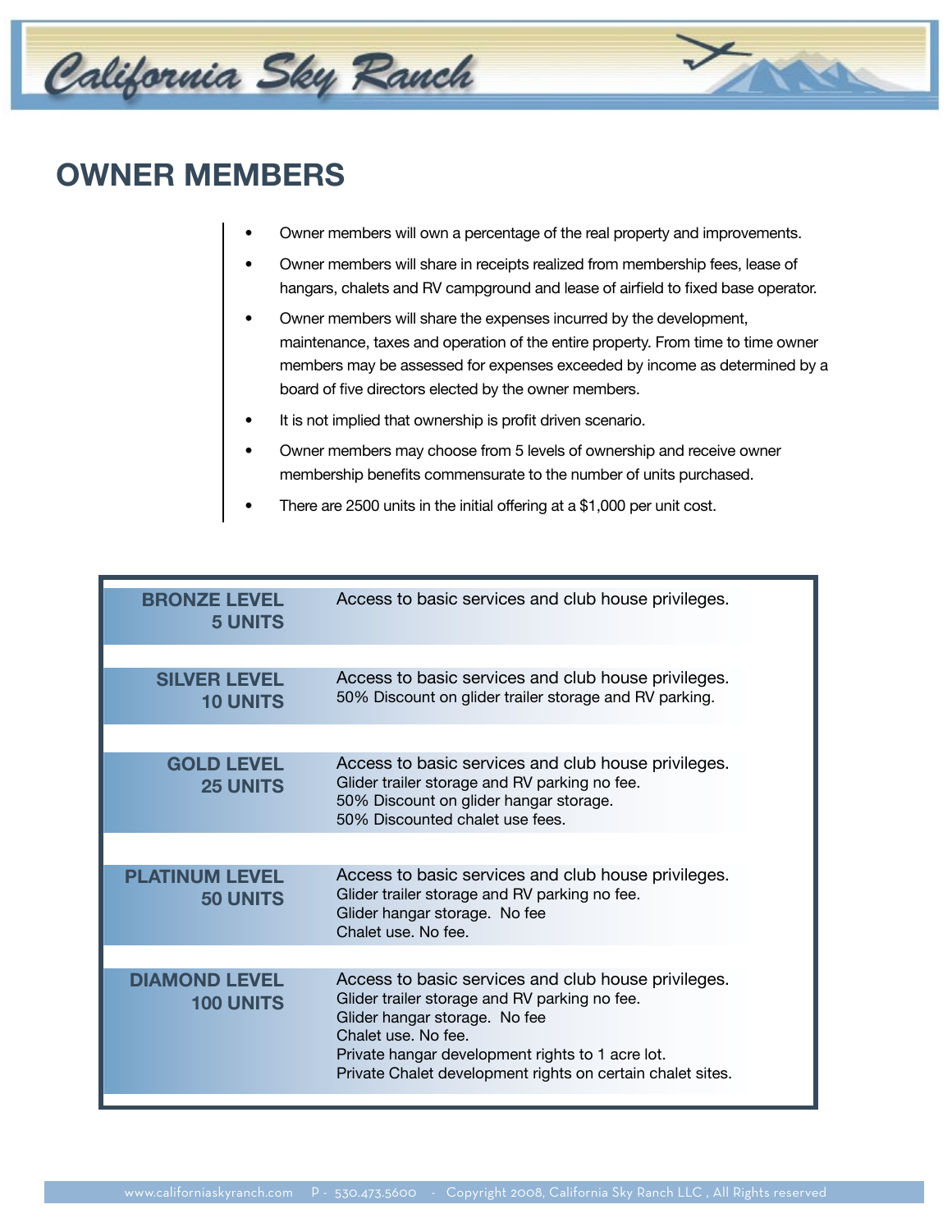# OWNER MEMBERS

- Owner members will own a percentage of the real property and improvements.
- Owner members will share in receipts realized from membership fees, lease of hangars, chalets and RV campground and lease of airfield to fixed base operator.
- Owner members will share the expenses incurred by the development, maintenance, taxes and operation of the entire property. From time to time owner members may be assessed for expenses exceeded by income as determined by a board of five directors elected by the owner members.
- It is not implied that ownership is profit driven scenario.
- Owner members may choose from 5 levels of ownership and receive owner membership benefits commensurate to the number of units purchased.
- There are 2500 units in the initial offering at a $1,000 per unit cost.

| Level | Benefits |
|---|---|
| **BRONZE LEVEL 5 UNITS** | Access to basic services and club house privileges. |
| **SILVER LEVEL 10 UNITS** | Access to basic services and club house privileges.<br>50% Discount on glider trailer storage and RV parking. |
| **GOLD LEVEL 25 UNITS** | Access to basic services and club house privileges.<br>Glider trailer storage and RV parking no fee.<br>50% Discount on glider hangar storage.<br>50% Discounted chalet use fees. |
| **PLATINUM LEVEL 50 UNITS** | Access to basic services and club house privileges.<br>Glider trailer storage and RV parking no fee.<br>Glider hangar storage. No fee<br>Chalet use. No fee. |
| **DIAMOND LEVEL 100 UNITS** | Access to basic services and club house privileges.<br>Glider trailer storage and RV parking no fee.<br>Glider hangar storage. No fee<br>Chalet use. No fee.<br>Private hangar development rights to 1 acre lot.<br>Private Chalet development rights on certain chalet sites. |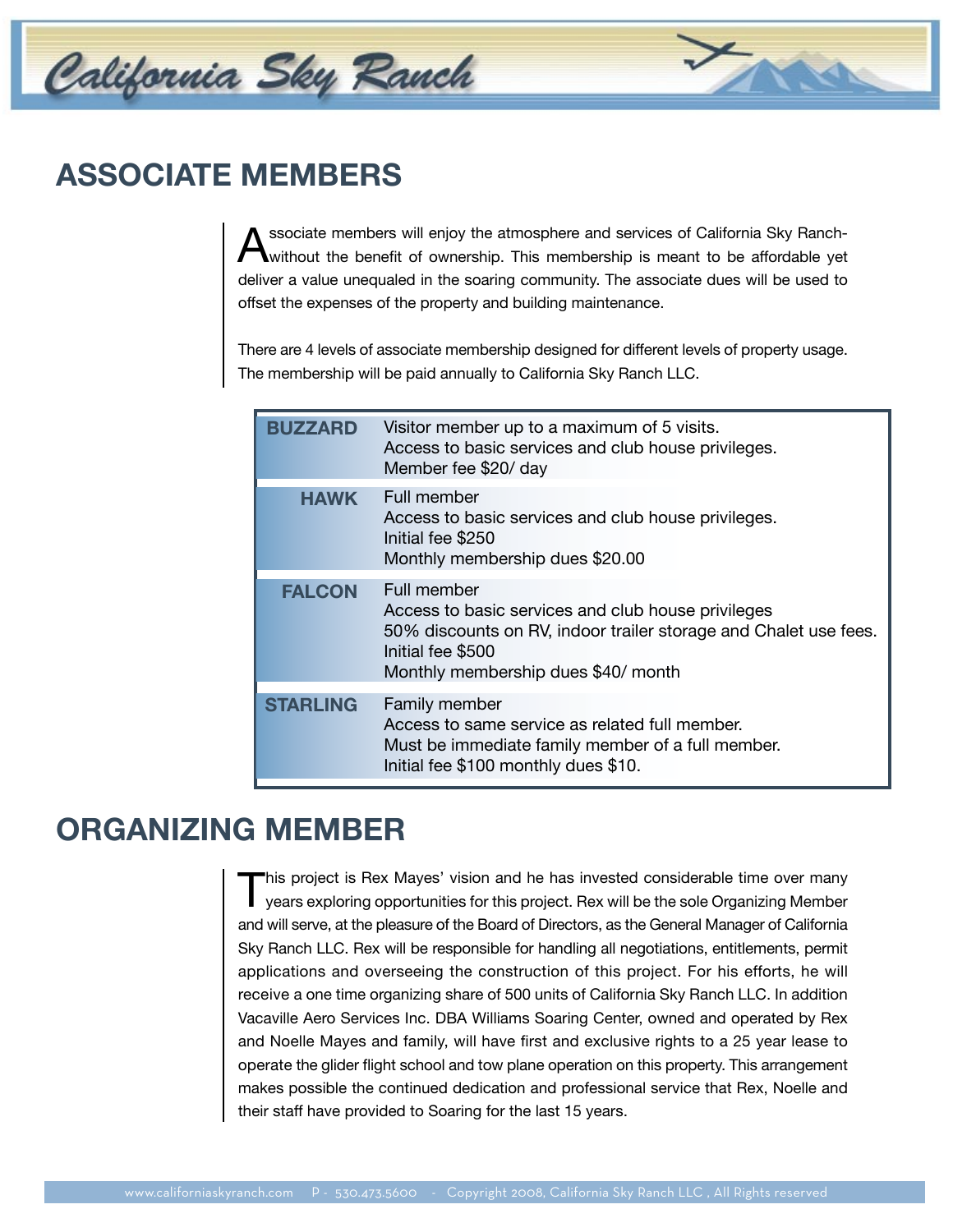## ASSOCIATE MEMBERS

Associate members will enjoy the atmosphere and services of California Sky Ranch- without the benefit of ownership. This membership is meant to be affordable yet deliver a value unequaled in the soaring community. The associate dues will be used to offset the expenses of the property and building maintenance.

There are 4 levels of associate membership designed for different levels of property usage. The membership will be paid annually to California Sky Ranch LLC.

| | |
|---|---|
| **BUZZARD** | Visitor member up to a maximum of 5 visits.<br>Access to basic services and club house privileges.<br>Member fee $20/ day |
| **HAWK** | Full member<br>Access to basic services and club house privileges.<br>Initial fee $250<br>Monthly membership dues $20.00 |
| **FALCON** | Full member<br>Access to basic services and club house privileges<br>50% discounts on RV, indoor trailer storage and Chalet use fees.<br>Initial fee $500<br>Monthly membership dues $40/ month |
| **STARLING** | Family member<br>Access to same service as related full member.<br>Must be immediate family member of a full member.<br>Initial fee $100 monthly dues $10. |

## ORGANIZING MEMBER

This project is Rex Mayes' vision and he has invested considerable time over many years exploring opportunities for this project. Rex will be the sole Organizing Member and will serve, at the pleasure of the Board of Directors, as the General Manager of California Sky Ranch LLC. Rex will be responsible for handling all negotiations, entitlements, permit applications and overseeing the construction of this project. For his efforts, he will receive a one time organizing share of 500 units of California Sky Ranch LLC. In addition Vacaville Aero Services Inc. DBA Williams Soaring Center, owned and operated by Rex and Noelle Mayes and family, will have first and exclusive rights to a 25 year lease to operate the glider flight school and tow plane operation on this property. This arrangement makes possible the continued dedication and professional service that Rex, Noelle and their staff have provided to Soaring for the last 15 years.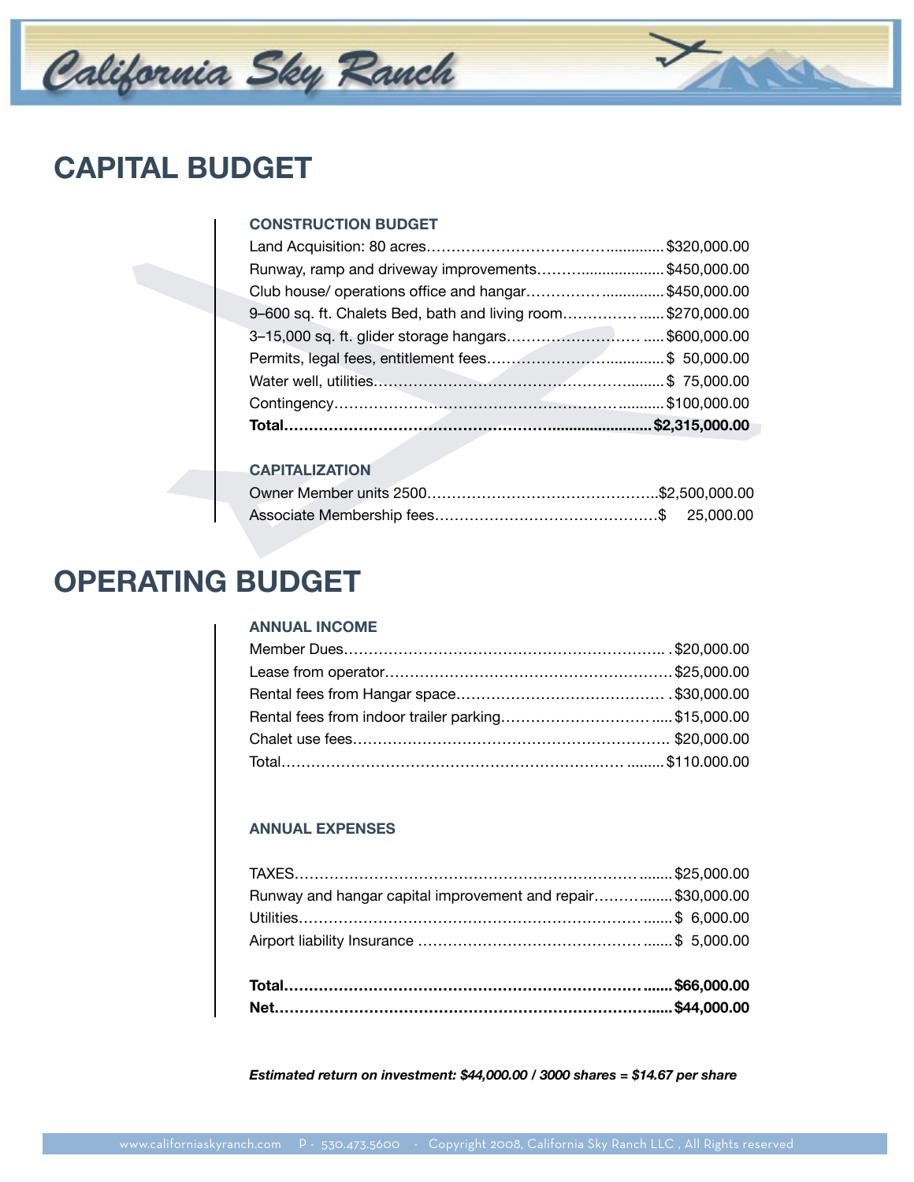# CAPITAL BUDGET

### CONSTRUCTION BUDGET

| Item | Amount |
|---|---|
| Land Acquisition: 80 acres | $320,000.00 |
| Runway, ramp and driveway improvements | $450,000.00 |
| Club house/ operations office and hangar | $450,000.00 |
| 9–600 sq. ft. Chalets Bed, bath and living room | $270,000.00 |
| 3–15,000 sq. ft. glider storage hangars | $600,000.00 |
| Permits, legal fees, entitlement fees | $ 50,000.00 |
| Water well, utilities | $ 75,000.00 |
| Contingency | $100,000.00 |
| **Total** | **$2,315,000.00** |

### CAPITALIZATION

| Item | Amount |
|---|---|
| Owner Member units 2500 | $2,500,000.00 |
| Associate Membership fees | $ 25,000.00 |

# OPERATING BUDGET

### ANNUAL INCOME

| Item | Amount |
|---|---|
| Member Dues | $20,000.00 |
| Lease from operator | $25,000.00 |
| Rental fees from Hangar space | $30,000.00 |
| Rental fees from indoor trailer parking | $15,000.00 |
| Chalet use fees | $20,000.00 |
| Total | $110.000.00 |

### ANNUAL EXPENSES

| Item | Amount |
|---|---|
| TAXES | $25,000.00 |
| Runway and hangar capital improvement and repair | $30,000.00 |
| Utilities | $ 6,000.00 |
| Airport liability Insurance | $ 5,000.00 |
| **Total** | **$66,000.00** |
| **Net** | **$44,000.00** |

***Estimated return on investment: $44,000.00 / 3000 shares = $14.67 per share***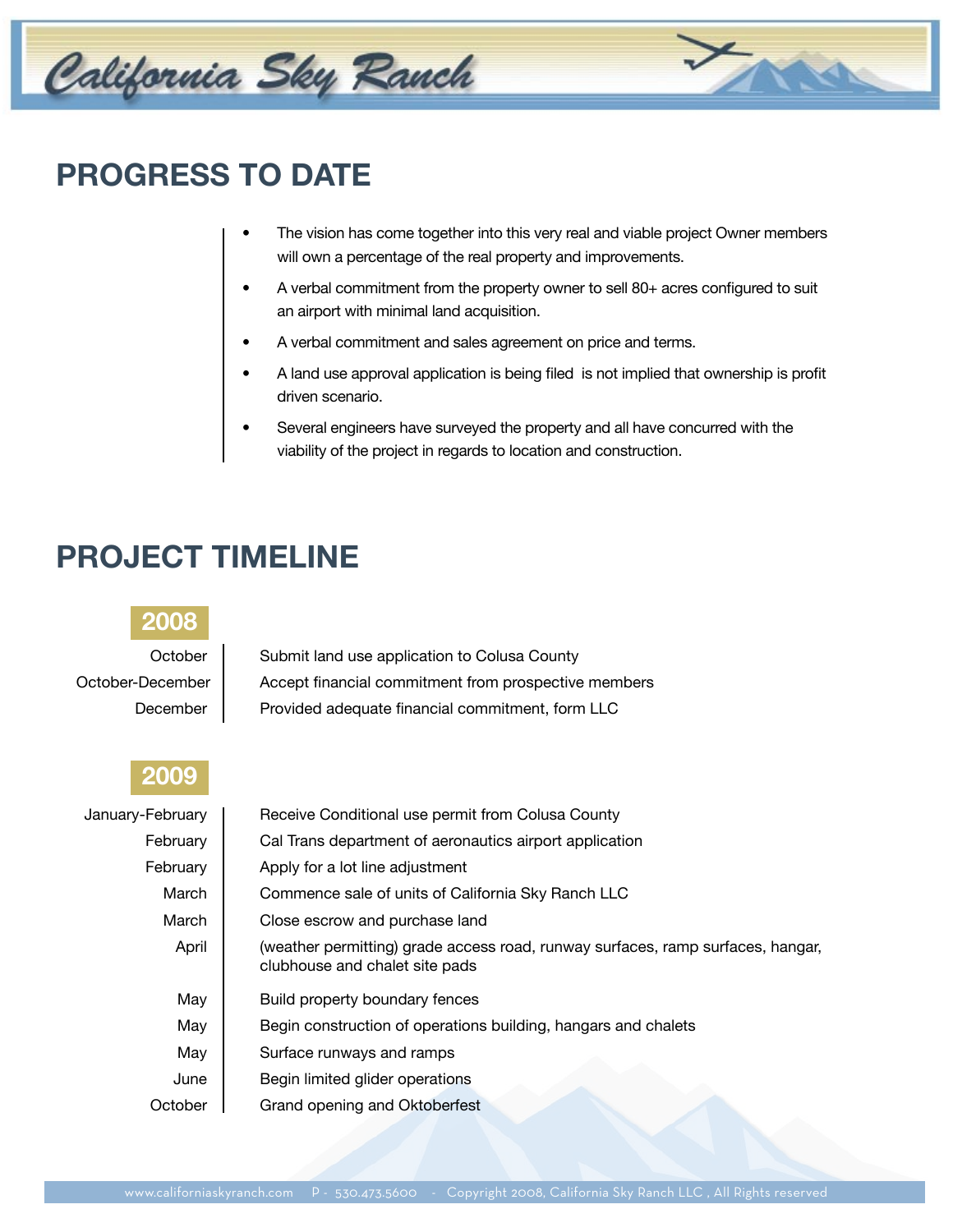# PROGRESS TO DATE

- The vision has come together into this very real and viable project Owner members will own a percentage of the real property and improvements.
- A verbal commitment from the property owner to sell 80+ acres configured to suit an airport with minimal land acquisition.
- A verbal commitment and sales agreement on price and terms.
- A land use approval application is being filed is not implied that ownership is profit driven scenario.
- Several engineers have surveyed the property and all have concurred with the viability of the project in regards to location and construction.

# PROJECT TIMELINE

## 2008

| | |
|---|---|
| October | Submit land use application to Colusa County |
| October-December | Accept financial commitment from prospective members |
| December | Provided adequate financial commitment, form LLC |

## 2009

| | |
|---|---|
| January-February | Receive Conditional use permit from Colusa County |
| February | Cal Trans department of aeronautics airport application |
| February | Apply for a lot line adjustment |
| March | Commence sale of units of California Sky Ranch LLC |
| March | Close escrow and purchase land |
| April | (weather permitting) grade access road, runway surfaces, ramp surfaces, hangar, clubhouse and chalet site pads |
| May | Build property boundary fences |
| May | Begin construction of operations building, hangars and chalets |
| May | Surface runways and ramps |
| June | Begin limited glider operations |
| October | Grand opening and Oktoberfest |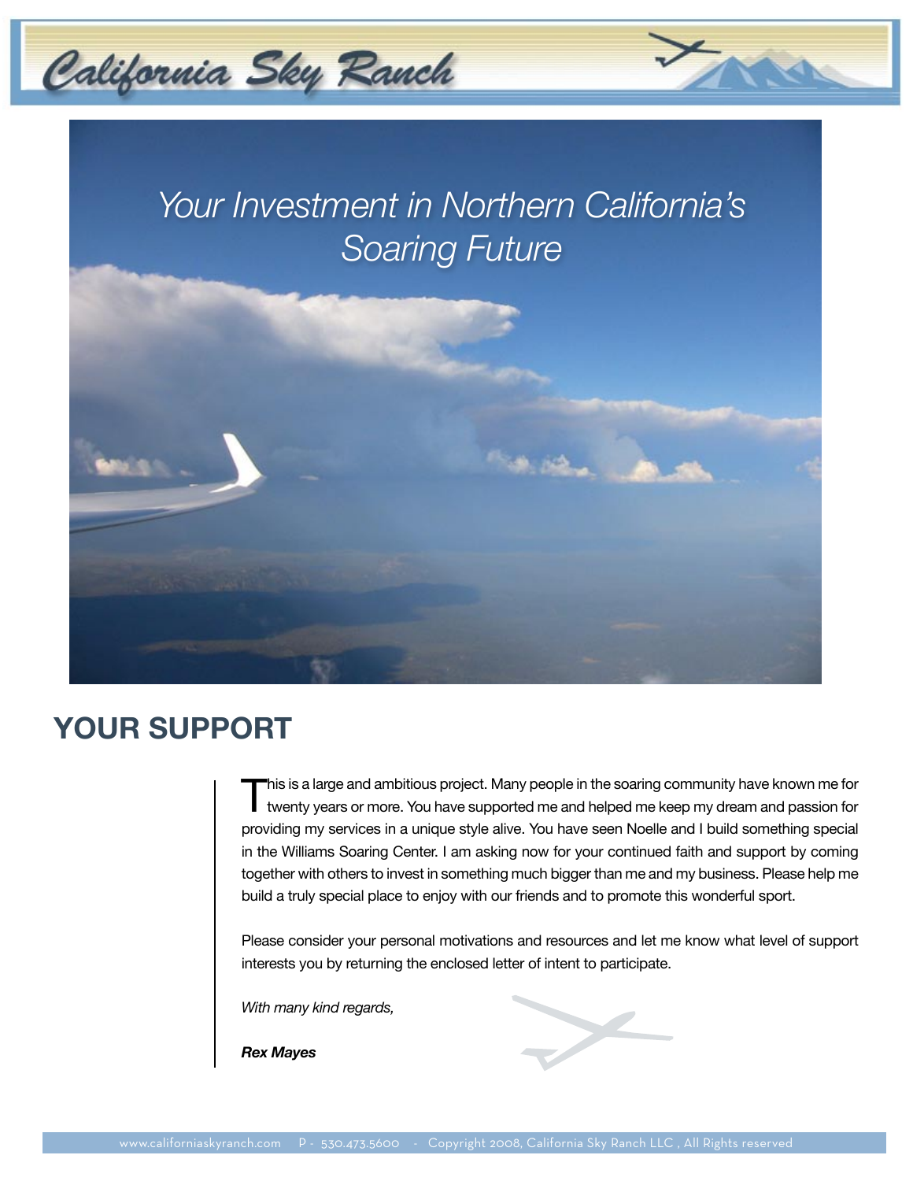California Sky Ranch

*Your Investment in Northern California's Soaring Future*

## YOUR SUPPORT

This is a large and ambitious project. Many people in the soaring community have known me for twenty years or more. You have supported me and helped me keep my dream and passion for providing my services in a unique style alive. You have seen Noelle and I build something special in the Williams Soaring Center. I am asking now for your continued faith and support by coming together with others to invest in something much bigger than me and my business. Please help me build a truly special place to enjoy with our friends and to promote this wonderful sport.

Please consider your personal motivations and resources and let me know what level of support interests you by returning the enclosed letter of intent to participate.

*With many kind regards,*

***Rex Mayes***

www.californiaskyranch.com P - 530.473.5600 - Copyright 2008, California Sky Ranch LLC , All Rights reserved